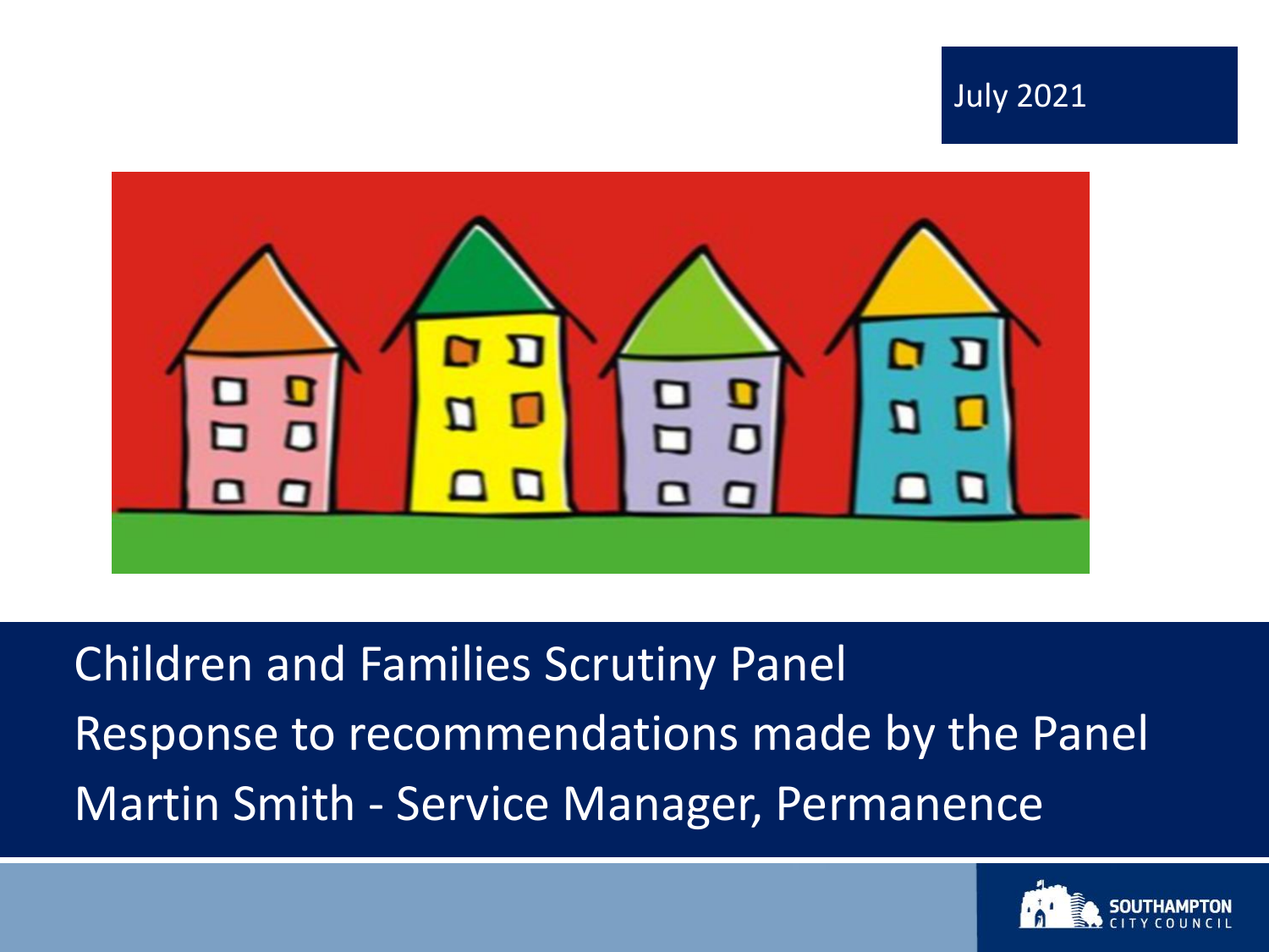July 2021

# Children and Families Scrutiny Panel

## Response to recommendations made by the Panel

Martin Smith - Service Manager, Permanence

SOUTHAMPTON CITY COUNCIL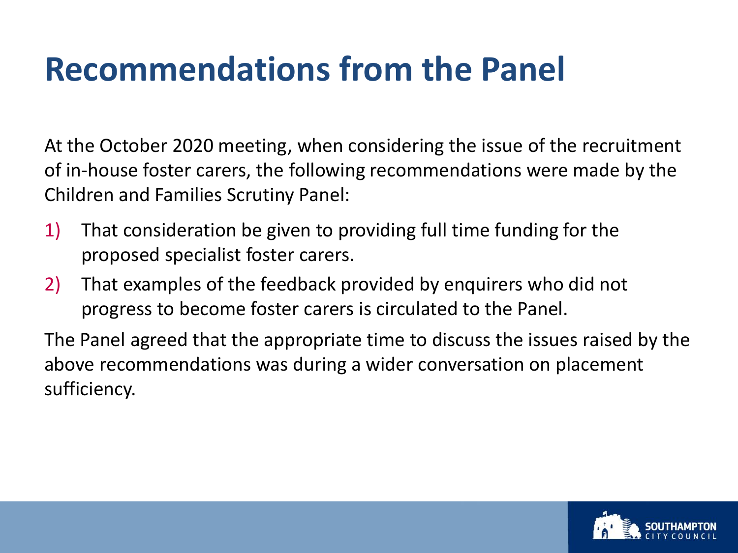# Recommendations from the Panel

At the October 2020 meeting, when considering the issue of the recruitment of in-house foster carers, the following recommendations were made by the Children and Families Scrutiny Panel:

1) That consideration be given to providing full time funding for the proposed specialist foster carers.
2) That examples of the feedback provided by enquirers who did not progress to become foster carers is circulated to the Panel.

The Panel agreed that the appropriate time to discuss the issues raised by the above recommendations was during a wider conversation on placement sufficiency.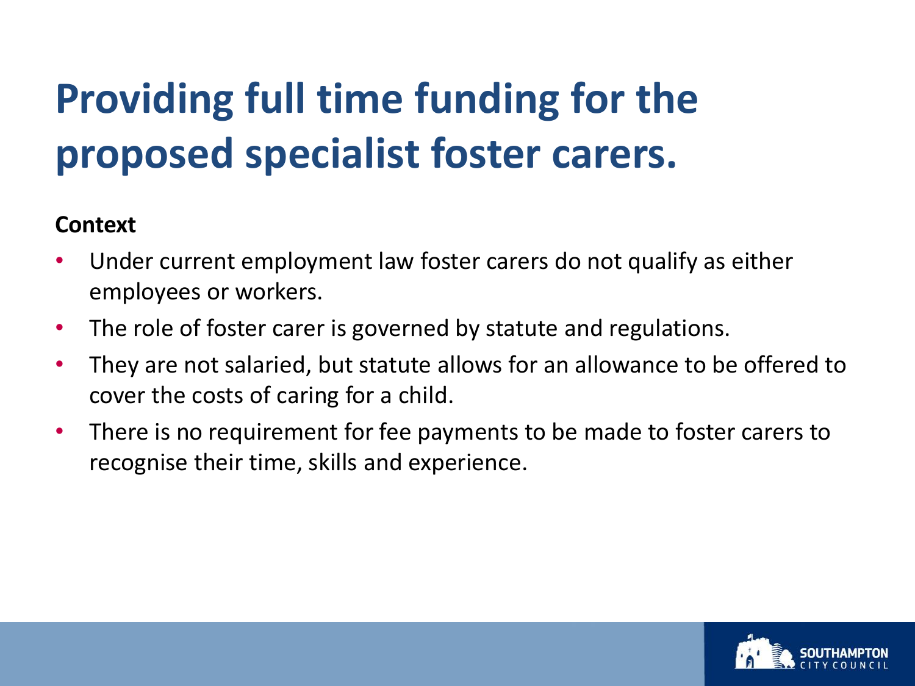# Providing full time funding for the proposed specialist foster carers.

**Context**

- Under current employment law foster carers do not qualify as either employees or workers.
- The role of foster carer is governed by statute and regulations.
- They are not salaried, but statute allows for an allowance to be offered to cover the costs of caring for a child.
- There is no requirement for fee payments to be made to foster carers to recognise their time, skills and experience.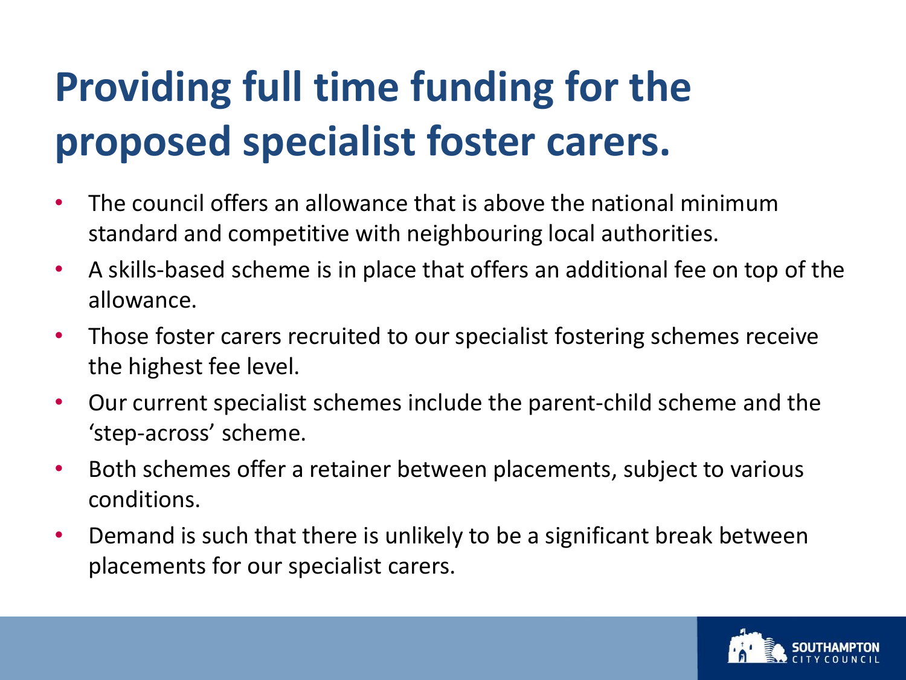# Providing full time funding for the proposed specialist foster carers.

- The council offers an allowance that is above the national minimum standard and competitive with neighbouring local authorities.
- A skills-based scheme is in place that offers an additional fee on top of the allowance.
- Those foster carers recruited to our specialist fostering schemes receive the highest fee level.
- Our current specialist schemes include the parent-child scheme and the 'step-across' scheme.
- Both schemes offer a retainer between placements, subject to various conditions.
- Demand is such that there is unlikely to be a significant break between placements for our specialist carers.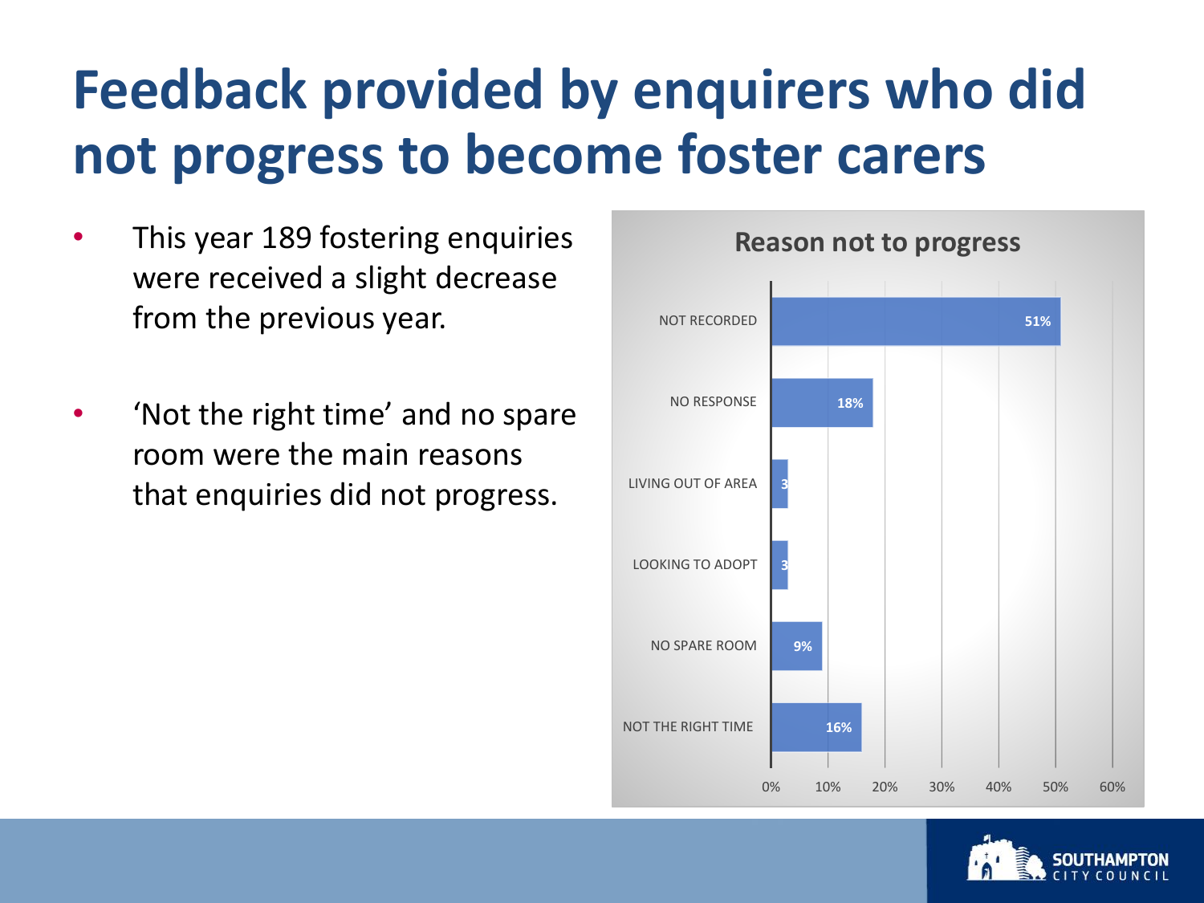# Feedback provided by enquirers who did not progress to become foster carers

- This year 189 fostering enquiries were received a slight decrease from the previous year.
- 'Not the right time' and no spare room were the main reasons that enquiries did not progress.

**Reason not to progress**

| Reason | Percentage |
|---|---|
| NOT RECORDED | 51% |
| NO RESPONSE | 18% |
| LIVING OUT OF AREA | 3 |
| LOOKING TO ADOPT | 3 |
| NO SPARE ROOM | 9% |
| NOT THE RIGHT TIME | 16% |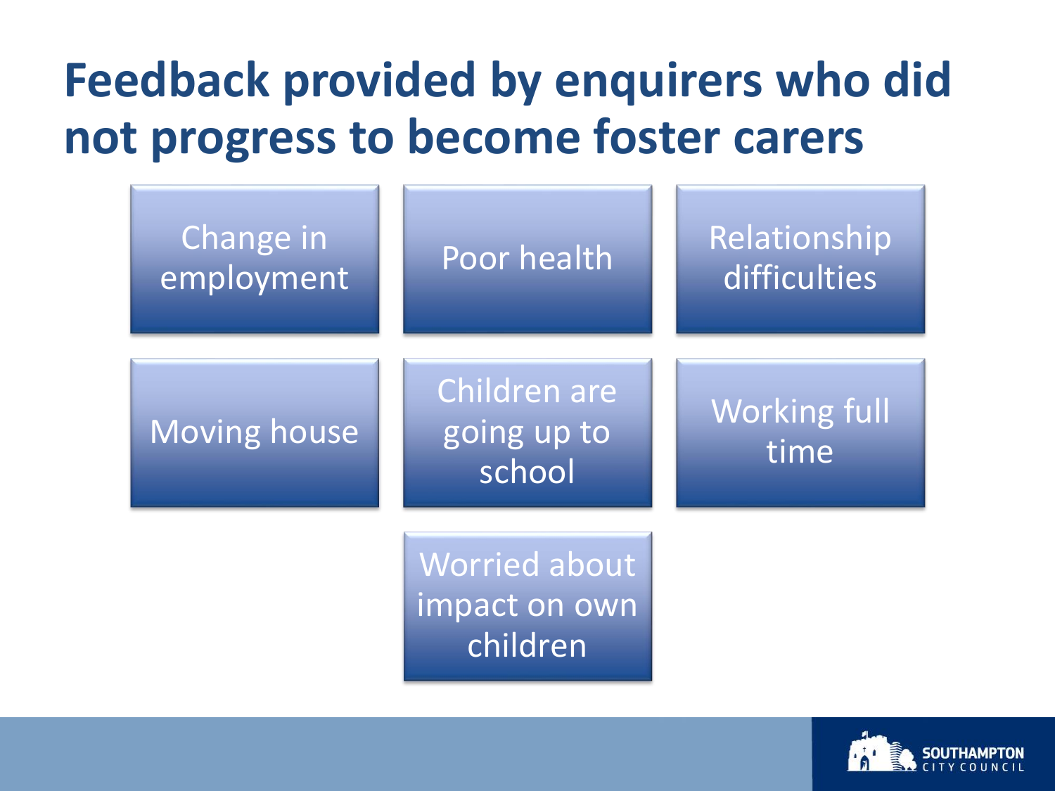# Feedback provided by enquirers who did not progress to become foster carers

- Change in employment
- Poor health
- Relationship difficulties
- Moving house
- Children are going up to school
- Working full time
- Worried about impact on own children